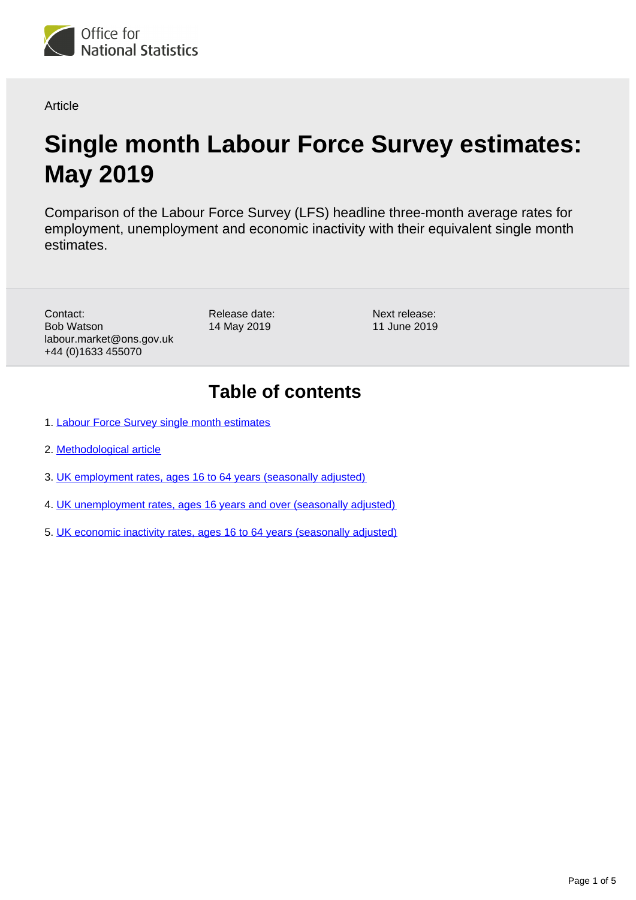Office for National Statistics

Article

# Single month Labour Force Survey estimates: May 2019

Comparison of the Labour Force Survey (LFS) headline three-month average rates for employment, unemployment and economic inactivity with their equivalent single month estimates.

Contact:
Bob Watson
labour.market@ons.gov.uk
+44 (0)1633 455070

Release date:
14 May 2019

Next release:
11 June 2019

## Table of contents

1. Labour Force Survey single month estimates
2. Methodological article
3. UK employment rates, ages 16 to 64 years (seasonally adjusted)
4. UK unemployment rates, ages 16 years and over (seasonally adjusted)
5. UK economic inactivity rates, ages 16 to 64 years (seasonally adjusted)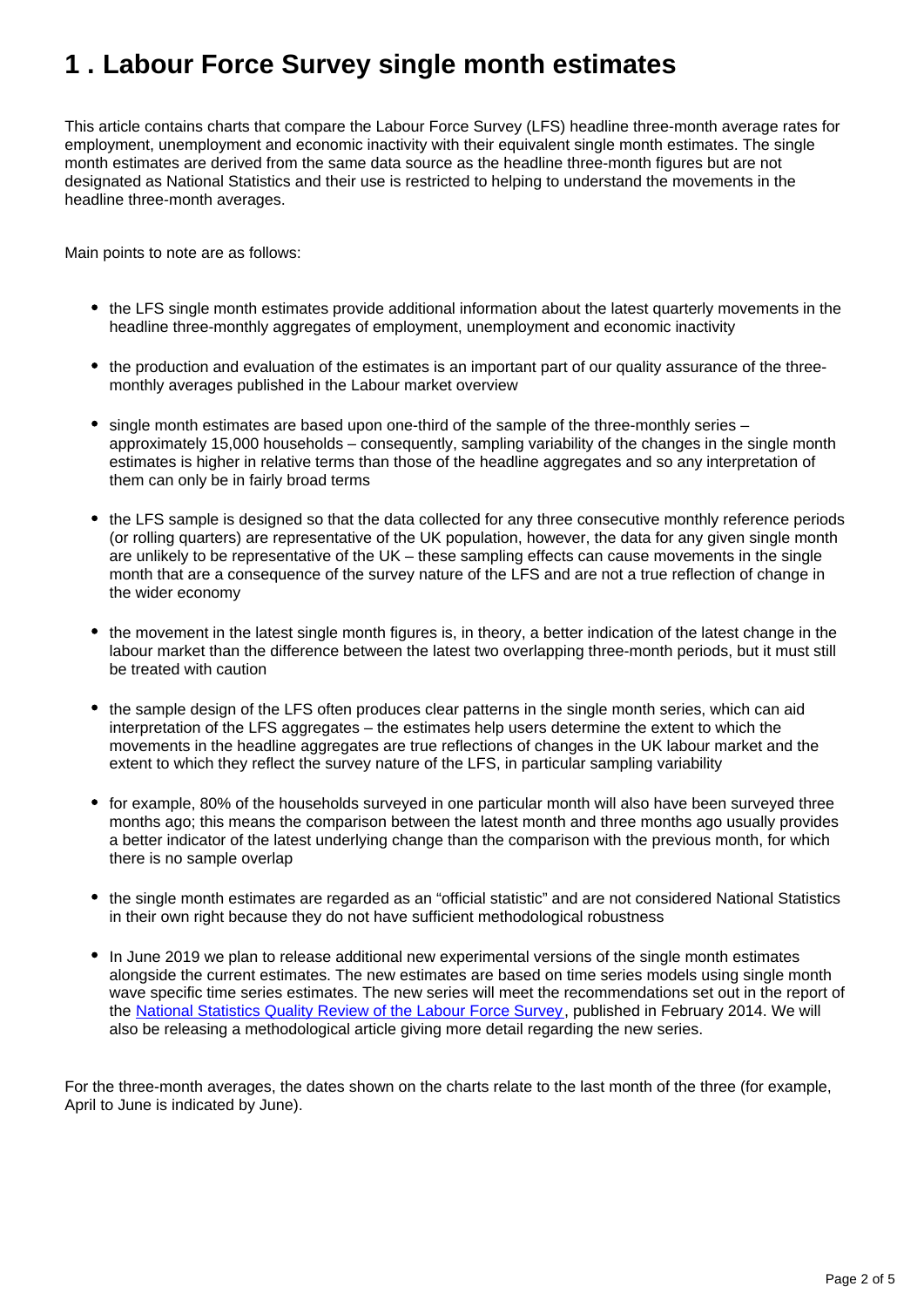# 1 . Labour Force Survey single month estimates

This article contains charts that compare the Labour Force Survey (LFS) headline three-month average rates for employment, unemployment and economic inactivity with their equivalent single month estimates. The single month estimates are derived from the same data source as the headline three-month figures but are not designated as National Statistics and their use is restricted to helping to understand the movements in the headline three-month averages.

Main points to note are as follows:

- the LFS single month estimates provide additional information about the latest quarterly movements in the headline three-monthly aggregates of employment, unemployment and economic inactivity
- the production and evaluation of the estimates is an important part of our quality assurance of the three-monthly averages published in the Labour market overview
- single month estimates are based upon one-third of the sample of the three-monthly series – approximately 15,000 households – consequently, sampling variability of the changes in the single month estimates is higher in relative terms than those of the headline aggregates and so any interpretation of them can only be in fairly broad terms
- the LFS sample is designed so that the data collected for any three consecutive monthly reference periods (or rolling quarters) are representative of the UK population, however, the data for any given single month are unlikely to be representative of the UK – these sampling effects can cause movements in the single month that are a consequence of the survey nature of the LFS and are not a true reflection of change in the wider economy
- the movement in the latest single month figures is, in theory, a better indication of the latest change in the labour market than the difference between the latest two overlapping three-month periods, but it must still be treated with caution
- the sample design of the LFS often produces clear patterns in the single month series, which can aid interpretation of the LFS aggregates – the estimates help users determine the extent to which the movements in the headline aggregates are true reflections of changes in the UK labour market and the extent to which they reflect the survey nature of the LFS, in particular sampling variability
- for example, 80% of the households surveyed in one particular month will also have been surveyed three months ago; this means the comparison between the latest month and three months ago usually provides a better indicator of the latest underlying change than the comparison with the previous month, for which there is no sample overlap
- the single month estimates are regarded as an "official statistic" and are not considered National Statistics in their own right because they do not have sufficient methodological robustness
- In June 2019 we plan to release additional new experimental versions of the single month estimates alongside the current estimates. The new estimates are based on time series models using single month wave specific time series estimates. The new series will meet the recommendations set out in the report of the [National Statistics Quality Review of the Labour Force Survey](), published in February 2014. We will also be releasing a methodological article giving more detail regarding the new series.

For the three-month averages, the dates shown on the charts relate to the last month of the three (for example, April to June is indicated by June).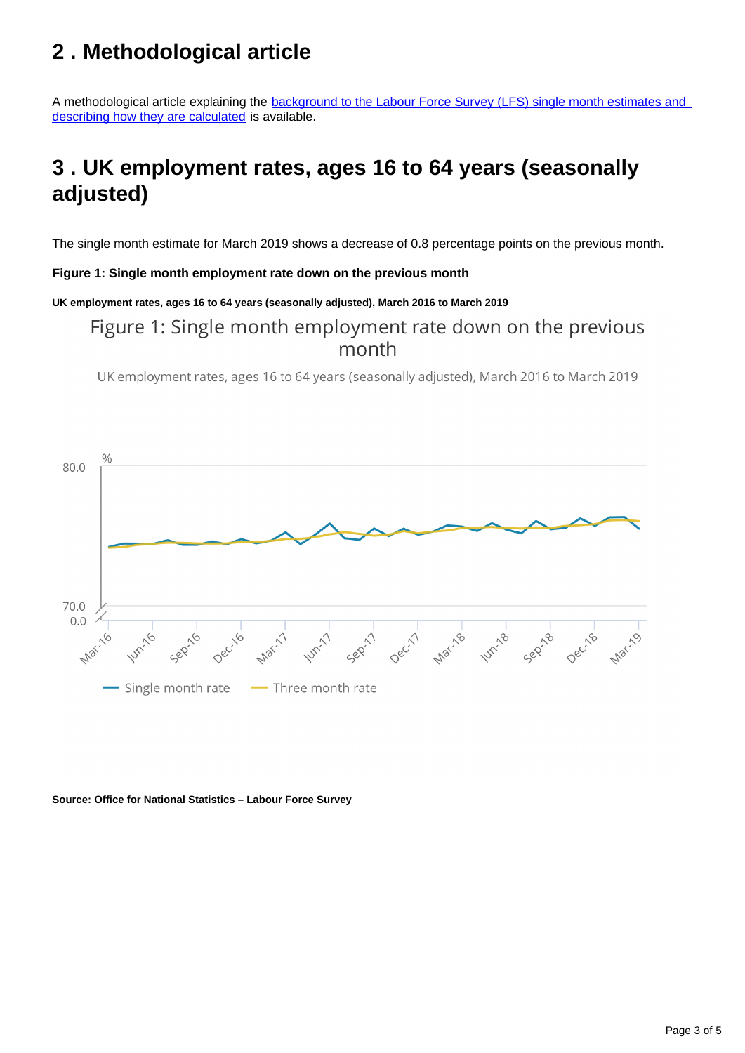## 2 . Methodological article

A methodological article explaining the [background to the Labour Force Survey (LFS) single month estimates and describing how they are calculated]() is available.

## 3 . UK employment rates, ages 16 to 64 years (seasonally adjusted)

The single month estimate for March 2019 shows a decrease of 0.8 percentage points on the previous month.

**Figure 1: Single month employment rate down on the previous month**

**UK employment rates, ages 16 to 64 years (seasonally adjusted), March 2016 to March 2019**

**Source: Office for National Statistics – Labour Force Survey**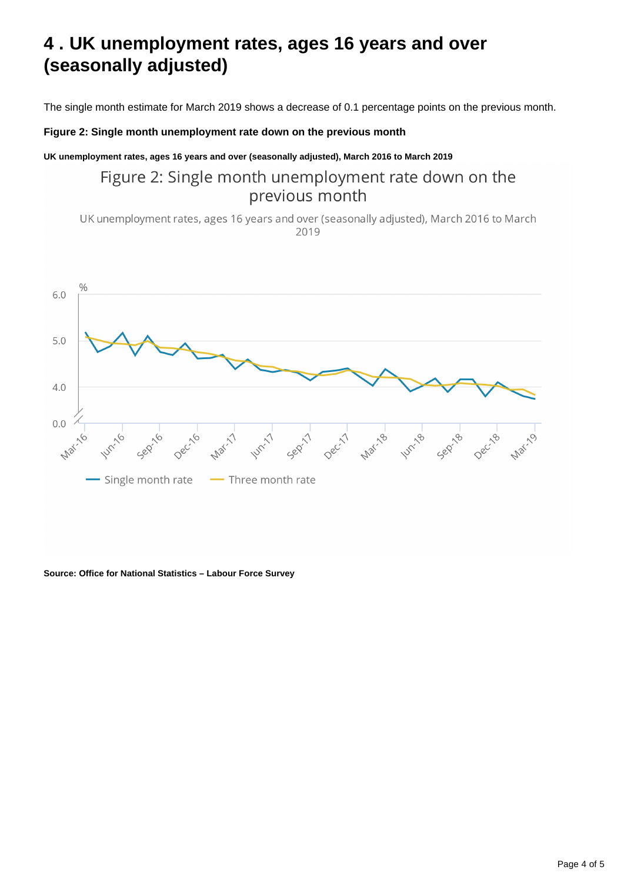# 4 . UK unemployment rates, ages 16 years and over (seasonally adjusted)

The single month estimate for March 2019 shows a decrease of 0.1 percentage points on the previous month.

**Figure 2: Single month unemployment rate down on the previous month**

**UK unemployment rates, ages 16 years and over (seasonally adjusted), March 2016 to March 2019**

**Source: Office for National Statistics – Labour Force Survey**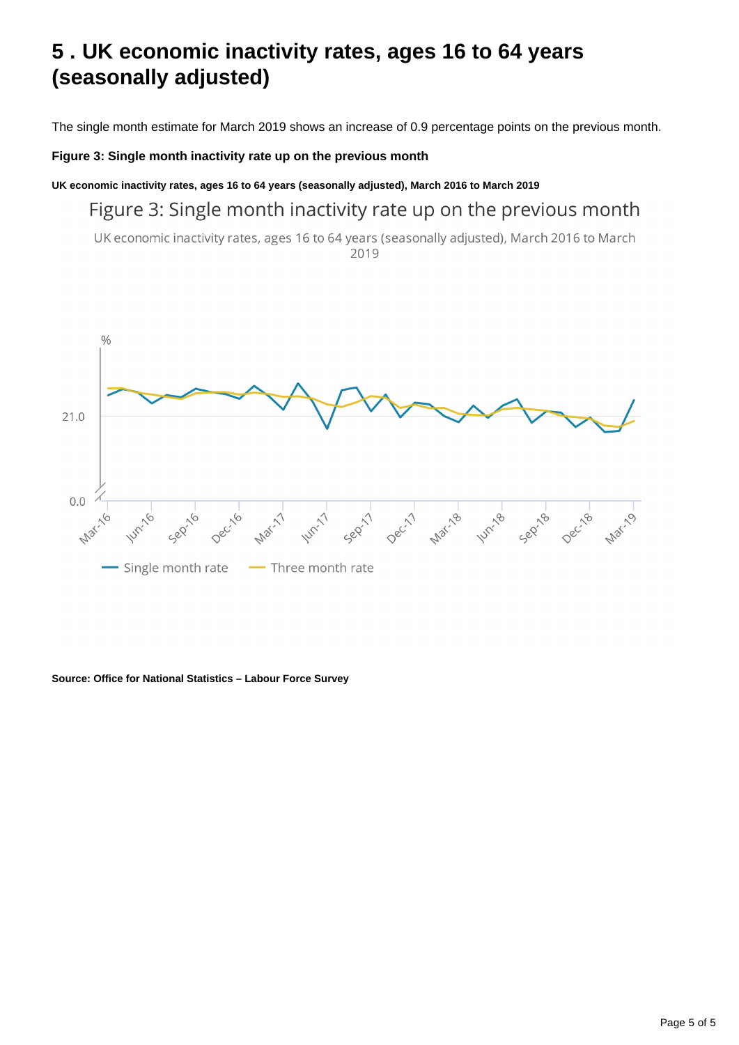# 5 . UK economic inactivity rates, ages 16 to 64 years (seasonally adjusted)

The single month estimate for March 2019 shows an increase of 0.9 percentage points on the previous month.

**Figure 3: Single month inactivity rate up on the previous month**

**UK economic inactivity rates, ages 16 to 64 years (seasonally adjusted), March 2016 to March 2019**

Figure 3: Single month inactivity rate up on the previous month

UK economic inactivity rates, ages 16 to 64 years (seasonally adjusted), March 2016 to March 2019

%

21.0

0.0

Mar-16
Jun-16
Sep-16
Dec-16
Mar-17
Jun-17
Sep-17
Dec-17
Mar-18
Jun-18
Sep-18
Dec-18
Mar-19

Single month rate
Three month rate

**Source: Office for National Statistics – Labour Force Survey**